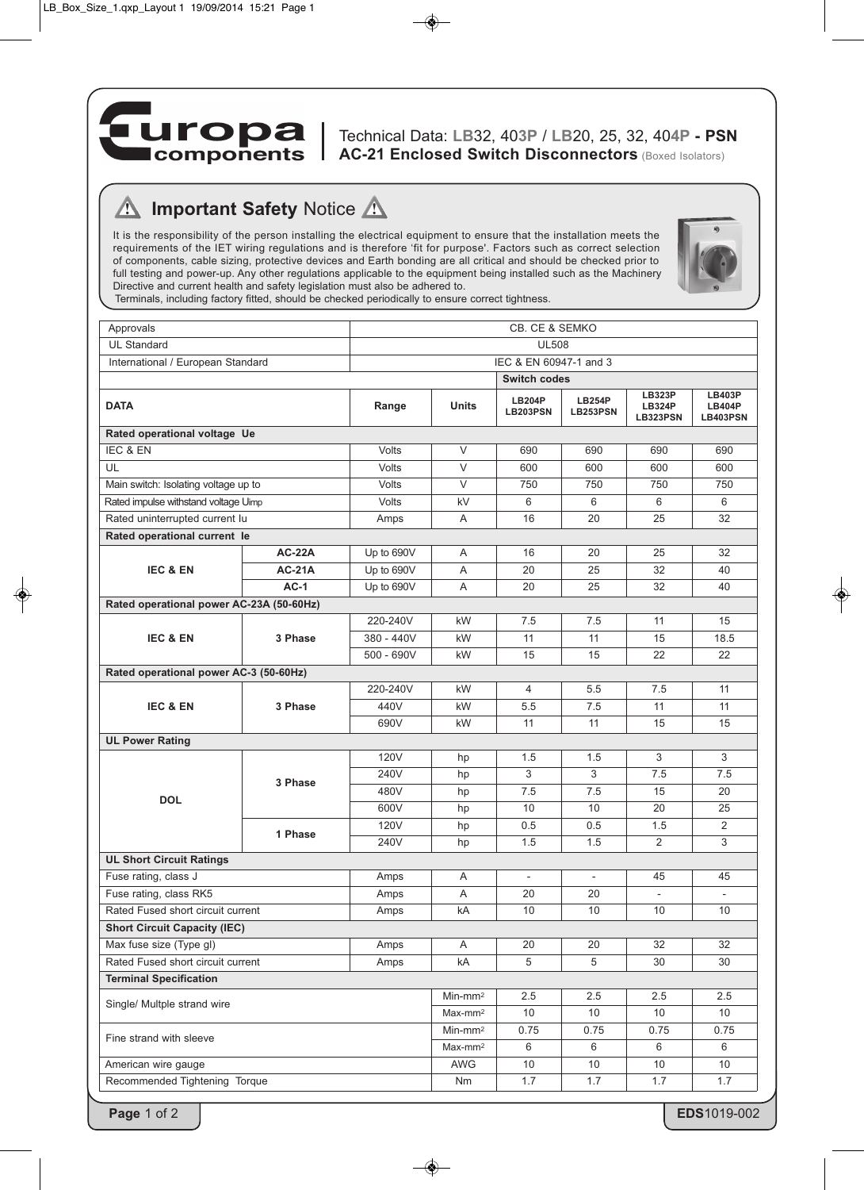# Technical Data: LB32, 403P / LB20, 25, 32, 404P - PSN

## AC-21 Enclosed Switch Disconnectors (Boxed Isolators)

### Important Safety Notice

It is the responsibility of the person installing the electrical equipment to ensure that the installation meets the requirements of the IET wiring regulations and is therefore 'fit for purpose'. Factors such as correct selection of components, cable sizing, protective devices and Earth bonding are all critical and should be checked prior to full testing and power-up. Any other regulations applicable to the equipment being installed such as the Machinery Directive and current health and safety legislation must also be adhered to.
Terminals, including factory fitted, should be checked periodically to ensure correct tightness.

| Approvals | | | | CB. CE & SEMKO | | | |
|---|---|---|---|---|---|---|---|
| UL Standard | | | | UL508 | | | |
| International / European Standard | | | | IEC & EN 60947-1 and 3 | | | |
| | | | | **Switch codes** | | | |
| **DATA** | | **Range** | **Units** | **LB204P LB203PSN** | **LB254P LB253PSN** | **LB323P LB324P LB323PSN** | **LB403P LB404P LB403PSN** |
| **Rated operational voltage Ue** | | | | | | | |
| IEC & EN | | Volts | V | 690 | 690 | 690 | 690 |
| UL | | Volts | V | 600 | 600 | 600 | 600 |
| Main switch: Isolating voltage up to | | Volts | V | 750 | 750 | 750 | 750 |
| Rated impulse withstand voltage Uimp | | Volts | kV | 6 | 6 | 6 | 6 |
| Rated uninterrupted current Iu | | Amps | A | 16 | 20 | 25 | 32 |
| **Rated operational current Ie** | | | | | | | |
| **IEC & EN** | **AC-22A** | Up to 690V | A | 16 | 20 | 25 | 32 |
| | **AC-21A** | Up to 690V | A | 20 | 25 | 32 | 40 |
| | **AC-1** | Up to 690V | A | 20 | 25 | 32 | 40 |
| **Rated operational power AC-23A (50-60Hz)** | | | | | | | |
| **IEC & EN** | **3 Phase** | 220-240V | kW | 7.5 | 7.5 | 11 | 15 |
| | | 380 - 440V | kW | 11 | 11 | 15 | 18.5 |
| | | 500 - 690V | kW | 15 | 15 | 22 | 22 |
| **Rated operational power AC-3 (50-60Hz)** | | | | | | | |
| **IEC & EN** | **3 Phase** | 220-240V | kW | 4 | 5.5 | 7.5 | 11 |
| | | 440V | kW | 5.5 | 7.5 | 11 | 11 |
| | | 690V | kW | 11 | 11 | 15 | 15 |
| **UL Power Rating** | | | | | | | |
| **DOL** | **3 Phase** | 120V | hp | 1.5 | 1.5 | 3 | 3 |
| | | 240V | hp | 3 | 3 | 7.5 | 7.5 |
| | | 480V | hp | 7.5 | 7.5 | 15 | 20 |
| | | 600V | hp | 10 | 10 | 20 | 25 |
| | **1 Phase** | 120V | hp | 0.5 | 0.5 | 1.5 | 2 |
| | | 240V | hp | 1.5 | 1.5 | 2 | 3 |
| **UL Short Circuit Ratings** | | | | | | | |
| Fuse rating, class J | | Amps | A | - | - | 45 | 45 |
| Fuse rating, class RK5 | | Amps | A | 20 | 20 | - | - |
| Rated Fused short circuit current | | Amps | kA | 10 | 10 | 10 | 10 |
| **Short Circuit Capacity (IEC)** | | | | | | | |
| Max fuse size (Type gI) | | Amps | A | 20 | 20 | 32 | 32 |
| Rated Fused short circuit current | | Amps | kA | 5 | 5 | 30 | 30 |
| **Terminal Specification** | | | | | | | |
| Single/ Multple strand wire | | | Min-mm² | 2.5 | 2.5 | 2.5 | 2.5 |
| | | | Max-mm² | 10 | 10 | 10 | 10 |
| Fine strand with sleeve | | | Min-mm² | 0.75 | 0.75 | 0.75 | 0.75 |
| | | | Max-mm² | 6 | 6 | 6 | 6 |
| American wire gauge | | | AWG | 10 | 10 | 10 | 10 |
| Recommended Tightening Torque | | | Nm | 1.7 | 1.7 | 1.7 | 1.7 |

EDS1019-002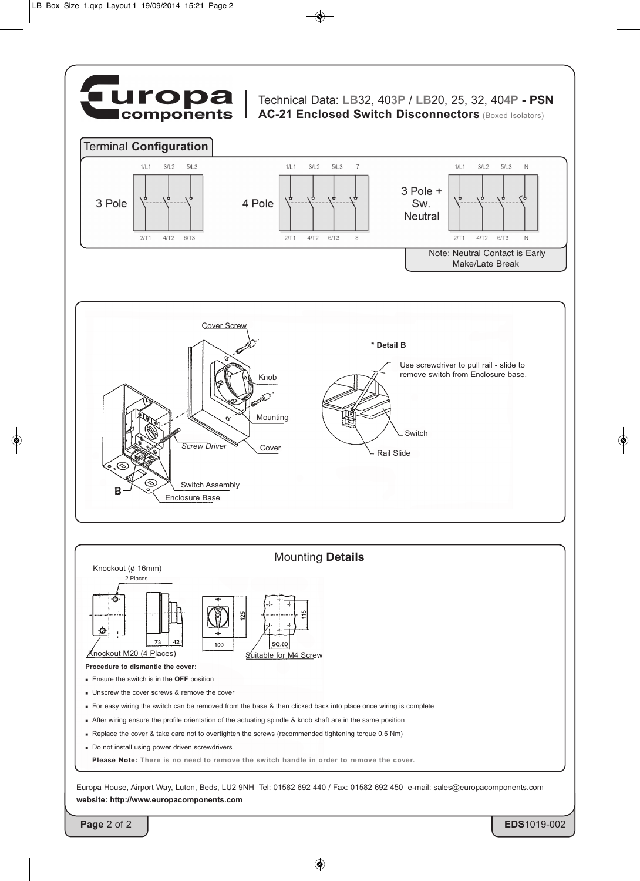# Europa components

**Technical Data: LB32, 403P / LB20, 25, 32, 404P - PSN**
**AC-21 Enclosed Switch Disconnectors** (Boxed Isolators)

## Terminal **Configuration**

3 Pole

1/L1 3/L2 5/L3

2/T1 4/T2 6/T3

4 Pole

1/L1 3/L2 5/L3 7

2/T1 4/T2 6/T3 8

3 Pole + Sw. Neutral

1/L1 3/L2 5/L3 N

2/T1 4/T2 6/T3 N

Note: Neutral Contact is Early Make/Late Break

Cover Screw

Knob

Mounting

Screw Driver

Cover

Switch Assembly

B

Enclosure Base

\* Detail B

Use screwdriver to pull rail - slide to remove switch from Enclosure base.

Switch

Rail Slide

## Mounting **Details**

Knockout (ø 16mm)

2 Places

73

42

125

100

115

SQ.80

Knockout M20 (4 Places)

Suitable for M4 Screw

**Procedure to dismantle the cover:**

- Ensure the switch is in the **OFF** position
- Unscrew the cover screws & remove the cover
- For easy wiring the switch can be removed from the base & then clicked back into place once wiring is complete
- After wiring ensure the profile orientation of the actuating spindle & knob shaft are in the same position
- Replace the cover & take care not to overtighten the screws (recommended tightening torque 0.5 Nm)
- Do not install using power driven screwdrivers

**Please Note:** There is no need to remove the switch handle in order to remove the cover.

Europa House, Airport Way, Luton, Beds, LU2 9NH Tel: 01582 692 440 / Fax: 01582 692 450 e-mail: sales@europacomponents.com
**website: http://www.europacomponents.com**

**EDS**1019-002